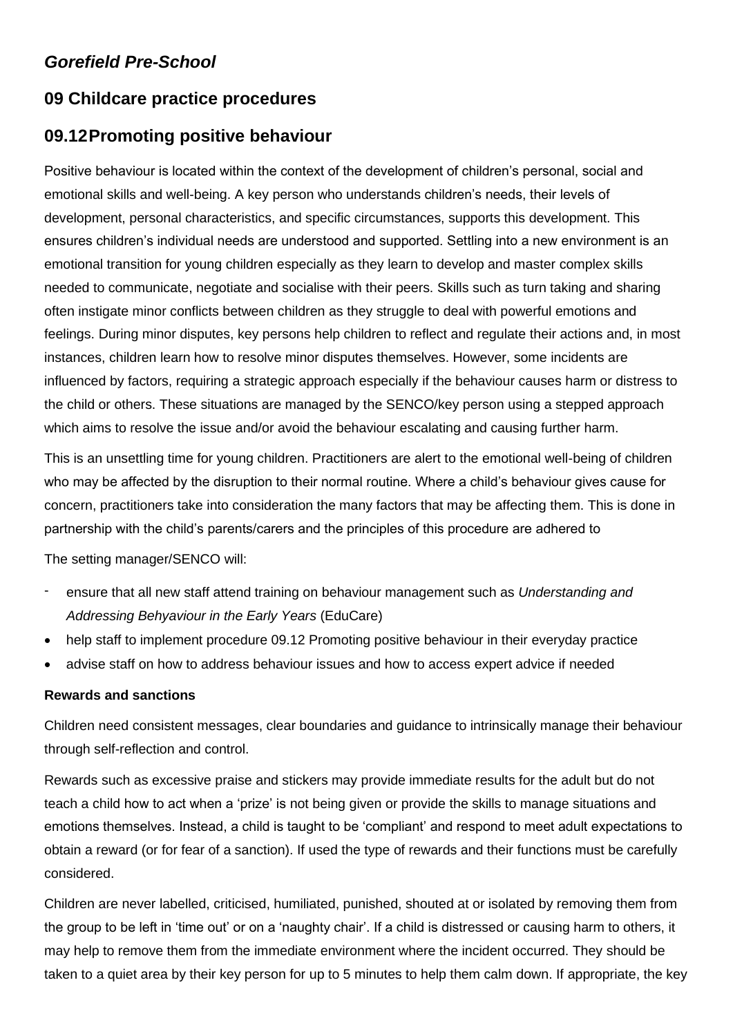## *Gorefield Pre-School*

## 09 Childcare practice procedures

## 09.12 Promoting positive behaviour

Positive behaviour is located within the context of the development of children's personal, social and emotional skills and well-being. A key person who understands children's needs, their levels of development, personal characteristics, and specific circumstances, supports this development. This ensures children's individual needs are understood and supported. Settling into a new environment is an emotional transition for young children especially as they learn to develop and master complex skills needed to communicate, negotiate and socialise with their peers. Skills such as turn taking and sharing often instigate minor conflicts between children as they struggle to deal with powerful emotions and feelings. During minor disputes, key persons help children to reflect and regulate their actions and, in most instances, children learn how to resolve minor disputes themselves. However, some incidents are influenced by factors, requiring a strategic approach especially if the behaviour causes harm or distress to the child or others. These situations are managed by the SENCO/key person using a stepped approach which aims to resolve the issue and/or avoid the behaviour escalating and causing further harm.

This is an unsettling time for young children. Practitioners are alert to the emotional well-being of children who may be affected by the disruption to their normal routine. Where a child's behaviour gives cause for concern, practitioners take into consideration the many factors that may be affecting them. This is done in partnership with the child's parents/carers and the principles of this procedure are adhered to

The setting manager/SENCO will:

- ensure that all new staff attend training on behaviour management such as *Understanding and Addressing Behyaviour in the Early Years* (EduCare)
- help staff to implement procedure 09.12 Promoting positive behaviour in their everyday practice
- advise staff on how to address behaviour issues and how to access expert advice if needed

**Rewards and sanctions**

Children need consistent messages, clear boundaries and guidance to intrinsically manage their behaviour through self-reflection and control.

Rewards such as excessive praise and stickers may provide immediate results for the adult but do not teach a child how to act when a 'prize' is not being given or provide the skills to manage situations and emotions themselves. Instead, a child is taught to be 'compliant' and respond to meet adult expectations to obtain a reward (or for fear of a sanction). If used the type of rewards and their functions must be carefully considered.

Children are never labelled, criticised, humiliated, punished, shouted at or isolated by removing them from the group to be left in 'time out' or on a 'naughty chair'. If a child is distressed or causing harm to others, it may help to remove them from the immediate environment where the incident occurred. They should be taken to a quiet area by their key person for up to 5 minutes to help them calm down. If appropriate, the key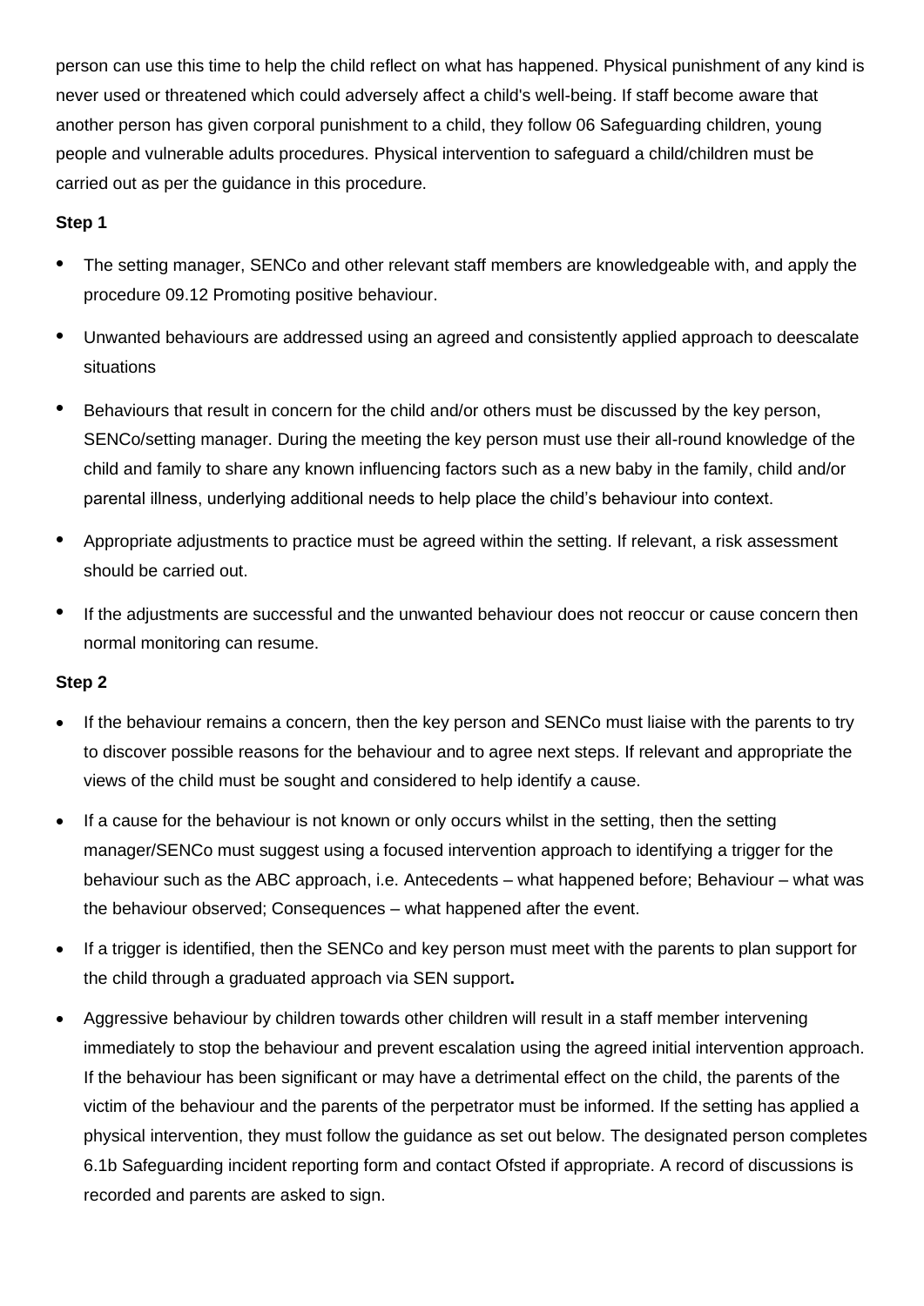person can use this time to help the child reflect on what has happened. Physical punishment of any kind is never used or threatened which could adversely affect a child's well-being. If staff become aware that another person has given corporal punishment to a child, they follow 06 Safeguarding children, young people and vulnerable adults procedures. Physical intervention to safeguard a child/children must be carried out as per the guidance in this procedure.

**Step 1**

- The setting manager, SENCo and other relevant staff members are knowledgeable with, and apply the procedure 09.12 Promoting positive behaviour.
- Unwanted behaviours are addressed using an agreed and consistently applied approach to deescalate situations
- Behaviours that result in concern for the child and/or others must be discussed by the key person, SENCo/setting manager. During the meeting the key person must use their all-round knowledge of the child and family to share any known influencing factors such as a new baby in the family, child and/or parental illness, underlying additional needs to help place the child's behaviour into context.
- Appropriate adjustments to practice must be agreed within the setting. If relevant, a risk assessment should be carried out.
- If the adjustments are successful and the unwanted behaviour does not reoccur or cause concern then normal monitoring can resume.

**Step 2**

- If the behaviour remains a concern, then the key person and SENCo must liaise with the parents to try to discover possible reasons for the behaviour and to agree next steps. If relevant and appropriate the views of the child must be sought and considered to help identify a cause.
- If a cause for the behaviour is not known or only occurs whilst in the setting, then the setting manager/SENCo must suggest using a focused intervention approach to identifying a trigger for the behaviour such as the ABC approach, i.e. Antecedents – what happened before; Behaviour – what was the behaviour observed; Consequences – what happened after the event.
- If a trigger is identified, then the SENCo and key person must meet with the parents to plan support for the child through a graduated approach via SEN support**.**
- Aggressive behaviour by children towards other children will result in a staff member intervening immediately to stop the behaviour and prevent escalation using the agreed initial intervention approach. If the behaviour has been significant or may have a detrimental effect on the child, the parents of the victim of the behaviour and the parents of the perpetrator must be informed. If the setting has applied a physical intervention, they must follow the guidance as set out below. The designated person completes 6.1b Safeguarding incident reporting form and contact Ofsted if appropriate. A record of discussions is recorded and parents are asked to sign.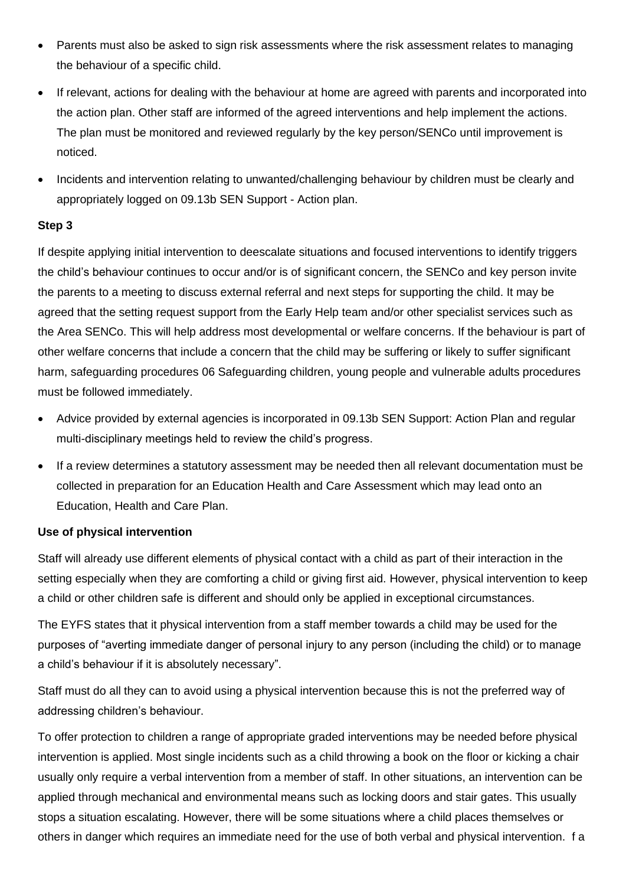- Parents must also be asked to sign risk assessments where the risk assessment relates to managing the behaviour of a specific child.
- If relevant, actions for dealing with the behaviour at home are agreed with parents and incorporated into the action plan. Other staff are informed of the agreed interventions and help implement the actions. The plan must be monitored and reviewed regularly by the key person/SENCo until improvement is noticed.
- Incidents and intervention relating to unwanted/challenging behaviour by children must be clearly and appropriately logged on 09.13b SEN Support - Action plan.

**Step 3**

If despite applying initial intervention to deescalate situations and focused interventions to identify triggers the child's behaviour continues to occur and/or is of significant concern, the SENCo and key person invite the parents to a meeting to discuss external referral and next steps for supporting the child. It may be agreed that the setting request support from the Early Help team and/or other specialist services such as the Area SENCo. This will help address most developmental or welfare concerns. If the behaviour is part of other welfare concerns that include a concern that the child may be suffering or likely to suffer significant harm, safeguarding procedures 06 Safeguarding children, young people and vulnerable adults procedures must be followed immediately.

- Advice provided by external agencies is incorporated in 09.13b SEN Support: Action Plan and regular multi-disciplinary meetings held to review the child's progress.
- If a review determines a statutory assessment may be needed then all relevant documentation must be collected in preparation for an Education Health and Care Assessment which may lead onto an Education, Health and Care Plan.

**Use of physical intervention**

Staff will already use different elements of physical contact with a child as part of their interaction in the setting especially when they are comforting a child or giving first aid. However, physical intervention to keep a child or other children safe is different and should only be applied in exceptional circumstances.

The EYFS states that it physical intervention from a staff member towards a child may be used for the purposes of "averting immediate danger of personal injury to any person (including the child) or to manage a child's behaviour if it is absolutely necessary".

Staff must do all they can to avoid using a physical intervention because this is not the preferred way of addressing children's behaviour.

To offer protection to children a range of appropriate graded interventions may be needed before physical intervention is applied. Most single incidents such as a child throwing a book on the floor or kicking a chair usually only require a verbal intervention from a member of staff. In other situations, an intervention can be applied through mechanical and environmental means such as locking doors and stair gates. This usually stops a situation escalating. However, there will be some situations where a child places themselves or others in danger which requires an immediate need for the use of both verbal and physical intervention. f a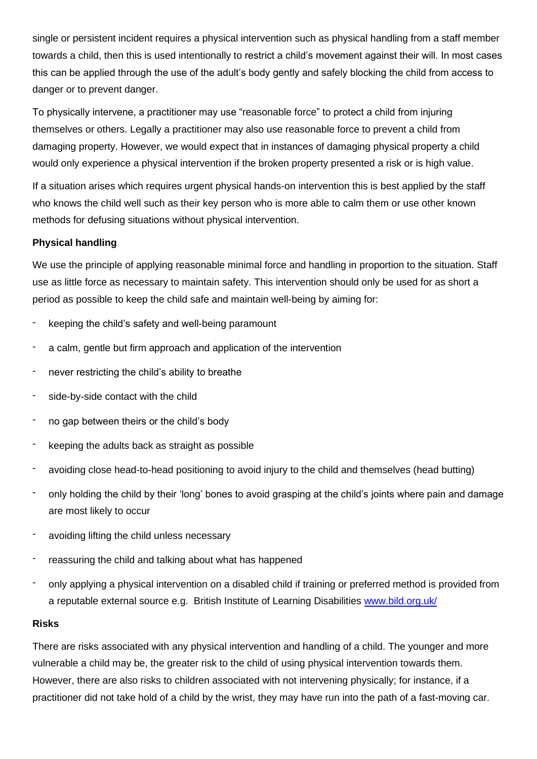single or persistent incident requires a physical intervention such as physical handling from a staff member towards a child, then this is used intentionally to restrict a child's movement against their will. In most cases this can be applied through the use of the adult's body gently and safely blocking the child from access to danger or to prevent danger.

To physically intervene, a practitioner may use "reasonable force" to protect a child from injuring themselves or others. Legally a practitioner may also use reasonable force to prevent a child from damaging property. However, we would expect that in instances of damaging physical property a child would only experience a physical intervention if the broken property presented a risk or is high value.

If a situation arises which requires urgent physical hands-on intervention this is best applied by the staff who knows the child well such as their key person who is more able to calm them or use other known methods for defusing situations without physical intervention.

**Physical handling**

We use the principle of applying reasonable minimal force and handling in proportion to the situation. Staff use as little force as necessary to maintain safety. This intervention should only be used for as short a period as possible to keep the child safe and maintain well-being by aiming for:

- keeping the child's safety and well-being paramount
- a calm, gentle but firm approach and application of the intervention
- never restricting the child's ability to breathe
- side-by-side contact with the child
- no gap between theirs or the child's body
- keeping the adults back as straight as possible
- avoiding close head-to-head positioning to avoid injury to the child and themselves (head butting)
- only holding the child by their 'long' bones to avoid grasping at the child's joints where pain and damage are most likely to occur
- avoiding lifting the child unless necessary
- reassuring the child and talking about what has happened
- only applying a physical intervention on a disabled child if training or preferred method is provided from a reputable external source e.g. British Institute of Learning Disabilities [www.bild.org.uk/](http://www.bild.org.uk/)

**Risks**

There are risks associated with any physical intervention and handling of a child. The younger and more vulnerable a child may be, the greater risk to the child of using physical intervention towards them. However, there are also risks to children associated with not intervening physically; for instance, if a practitioner did not take hold of a child by the wrist, they may have run into the path of a fast-moving car.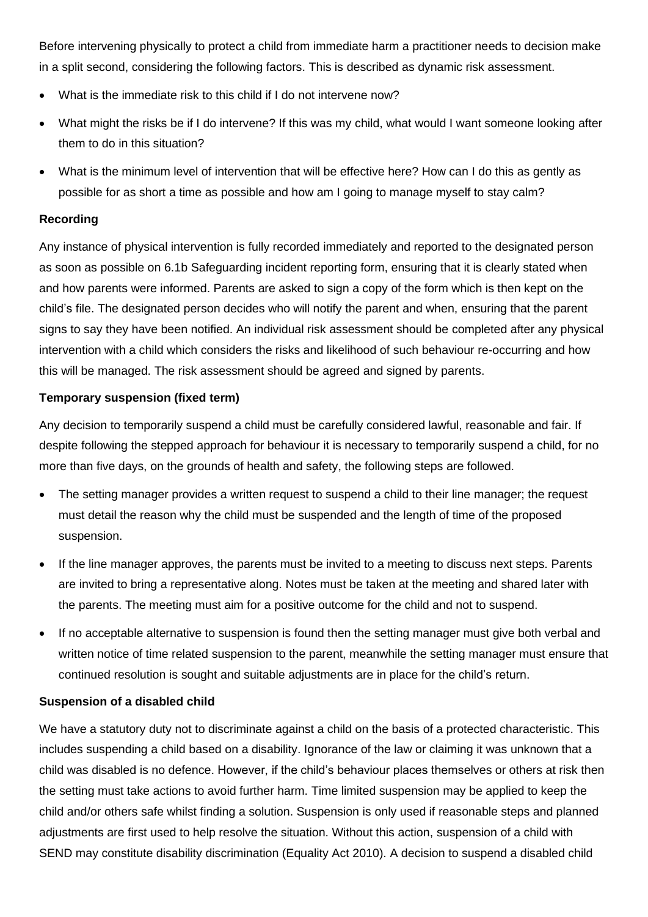Before intervening physically to protect a child from immediate harm a practitioner needs to decision make in a split second, considering the following factors. This is described as dynamic risk assessment.

- What is the immediate risk to this child if I do not intervene now?
- What might the risks be if I do intervene? If this was my child, what would I want someone looking after them to do in this situation?
- What is the minimum level of intervention that will be effective here? How can I do this as gently as possible for as short a time as possible and how am I going to manage myself to stay calm?

**Recording**

Any instance of physical intervention is fully recorded immediately and reported to the designated person as soon as possible on 6.1b Safeguarding incident reporting form, ensuring that it is clearly stated when and how parents were informed. Parents are asked to sign a copy of the form which is then kept on the child's file. The designated person decides who will notify the parent and when, ensuring that the parent signs to say they have been notified. An individual risk assessment should be completed after any physical intervention with a child which considers the risks and likelihood of such behaviour re-occurring and how this will be managed. The risk assessment should be agreed and signed by parents.

**Temporary suspension (fixed term)**

Any decision to temporarily suspend a child must be carefully considered lawful, reasonable and fair. If despite following the stepped approach for behaviour it is necessary to temporarily suspend a child, for no more than five days, on the grounds of health and safety, the following steps are followed.

- The setting manager provides a written request to suspend a child to their line manager; the request must detail the reason why the child must be suspended and the length of time of the proposed suspension.
- If the line manager approves, the parents must be invited to a meeting to discuss next steps. Parents are invited to bring a representative along. Notes must be taken at the meeting and shared later with the parents. The meeting must aim for a positive outcome for the child and not to suspend.
- If no acceptable alternative to suspension is found then the setting manager must give both verbal and written notice of time related suspension to the parent, meanwhile the setting manager must ensure that continued resolution is sought and suitable adjustments are in place for the child's return.

**Suspension of a disabled child**

We have a statutory duty not to discriminate against a child on the basis of a protected characteristic. This includes suspending a child based on a disability. Ignorance of the law or claiming it was unknown that a child was disabled is no defence. However, if the child's behaviour places themselves or others at risk then the setting must take actions to avoid further harm. Time limited suspension may be applied to keep the child and/or others safe whilst finding a solution. Suspension is only used if reasonable steps and planned adjustments are first used to help resolve the situation. Without this action, suspension of a child with SEND may constitute disability discrimination (Equality Act 2010). A decision to suspend a disabled child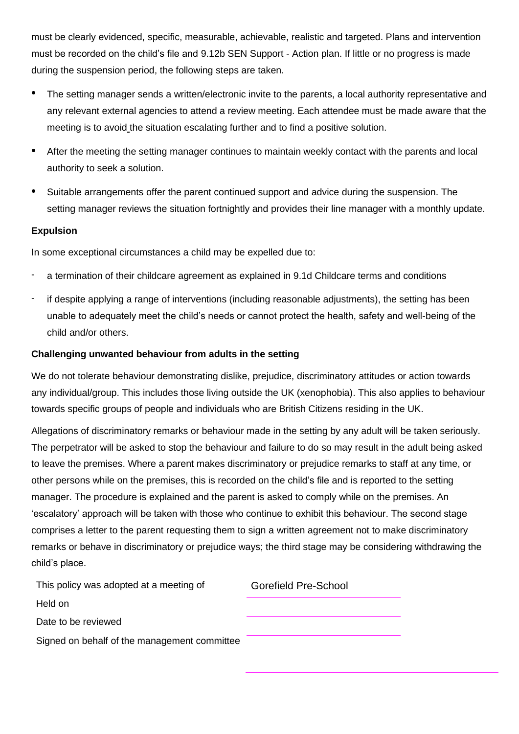must be clearly evidenced, specific, measurable, achievable, realistic and targeted. Plans and intervention must be recorded on the child's file and 9.12b SEN Support - Action plan. If little or no progress is made during the suspension period, the following steps are taken.

- The setting manager sends a written/electronic invite to the parents, a local authority representative and any relevant external agencies to attend a review meeting. Each attendee must be made aware that the meeting is to avoid the situation escalating further and to find a positive solution.
- After the meeting the setting manager continues to maintain weekly contact with the parents and local authority to seek a solution.
- Suitable arrangements offer the parent continued support and advice during the suspension. The setting manager reviews the situation fortnightly and provides their line manager with a monthly update.

**Expulsion**

In some exceptional circumstances a child may be expelled due to:

- a termination of their childcare agreement as explained in 9.1d Childcare terms and conditions
- if despite applying a range of interventions (including reasonable adjustments), the setting has been unable to adequately meet the child's needs or cannot protect the health, safety and well-being of the child and/or others.

**Challenging unwanted behaviour from adults in the setting**

We do not tolerate behaviour demonstrating dislike, prejudice, discriminatory attitudes or action towards any individual/group. This includes those living outside the UK (xenophobia). This also applies to behaviour towards specific groups of people and individuals who are British Citizens residing in the UK.

Allegations of discriminatory remarks or behaviour made in the setting by any adult will be taken seriously. The perpetrator will be asked to stop the behaviour and failure to do so may result in the adult being asked to leave the premises. Where a parent makes discriminatory or prejudice remarks to staff at any time, or other persons while on the premises, this is recorded on the child's file and is reported to the setting manager. The procedure is explained and the parent is asked to comply while on the premises. An 'escalatory' approach will be taken with those who continue to exhibit this behaviour. The second stage comprises a letter to the parent requesting them to sign a written agreement not to make discriminatory remarks or behave in discriminatory or prejudice ways; the third stage may be considering withdrawing the child's place.

| | |
|---|---|
| This policy was adopted at a meeting of | Gorefield Pre-School |
| Held on | |
| Date to be reviewed | |
| Signed on behalf of the management committee | |